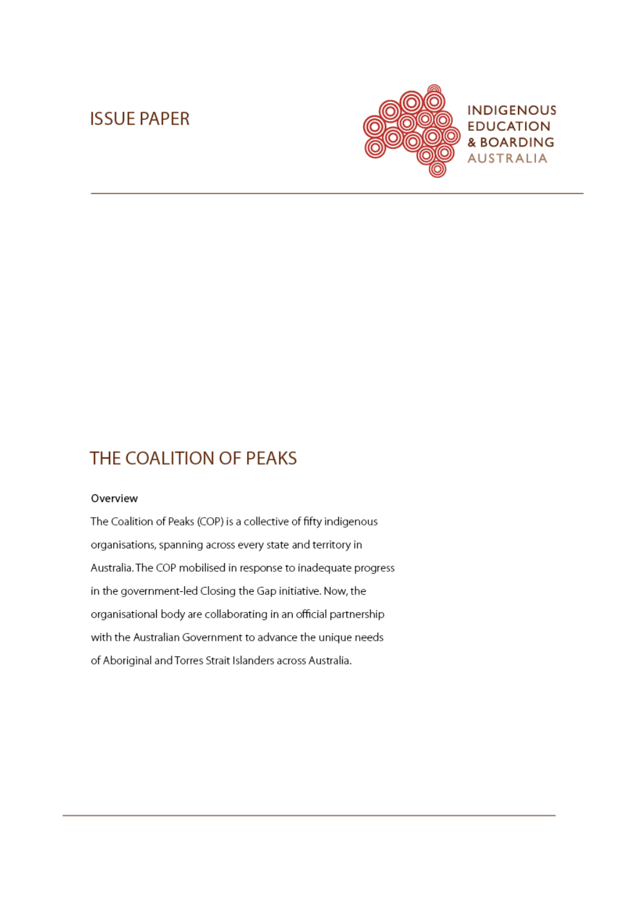ISSUE PAPER

INDIGENOUS EDUCATION & BOARDING AUSTRALIA

# THE COALITION OF PEAKS

**Overview**

The Coalition of Peaks (COP) is a collective of fifty indigenous organisations, spanning across every state and territory in Australia. The COP mobilised in response to inadequate progress in the government-led Closing the Gap initiative. Now, the organisational body are collaborating in an official partnership with the Australian Government to advance the unique needs of Aboriginal and Torres Strait Islanders across Australia.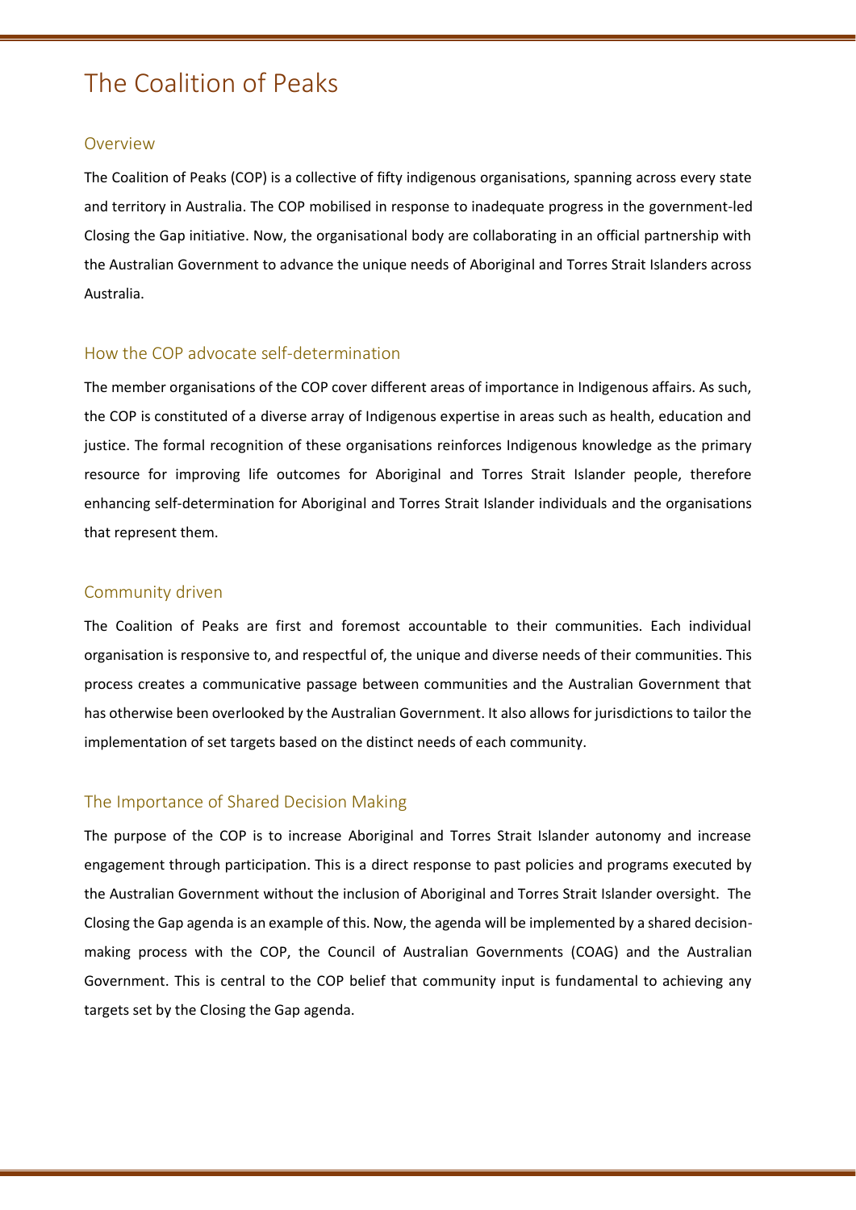# The Coalition of Peaks

## Overview

The Coalition of Peaks (COP) is a collective of fifty indigenous organisations, spanning across every state and territory in Australia. The COP mobilised in response to inadequate progress in the government-led Closing the Gap initiative. Now, the organisational body are collaborating in an official partnership with the Australian Government to advance the unique needs of Aboriginal and Torres Strait Islanders across Australia.

## How the COP advocate self-determination

The member organisations of the COP cover different areas of importance in Indigenous affairs. As such, the COP is constituted of a diverse array of Indigenous expertise in areas such as health, education and justice. The formal recognition of these organisations reinforces Indigenous knowledge as the primary resource for improving life outcomes for Aboriginal and Torres Strait Islander people, therefore enhancing self-determination for Aboriginal and Torres Strait Islander individuals and the organisations that represent them.

## Community driven

The Coalition of Peaks are first and foremost accountable to their communities. Each individual organisation is responsive to, and respectful of, the unique and diverse needs of their communities. This process creates a communicative passage between communities and the Australian Government that has otherwise been overlooked by the Australian Government. It also allows for jurisdictions to tailor the implementation of set targets based on the distinct needs of each community.

## The Importance of Shared Decision Making

The purpose of the COP is to increase Aboriginal and Torres Strait Islander autonomy and increase engagement through participation. This is a direct response to past policies and programs executed by the Australian Government without the inclusion of Aboriginal and Torres Strait Islander oversight. The Closing the Gap agenda is an example of this. Now, the agenda will be implemented by a shared decision-making process with the COP, the Council of Australian Governments (COAG) and the Australian Government. This is central to the COP belief that community input is fundamental to achieving any targets set by the Closing the Gap agenda.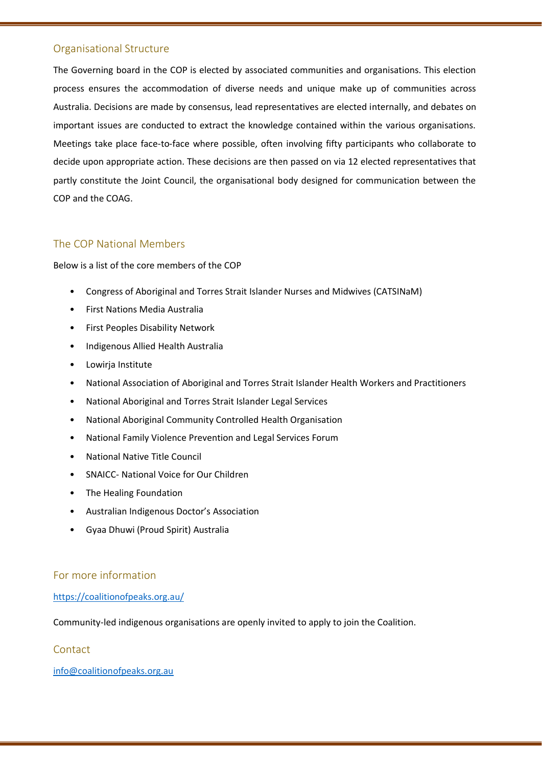## Organisational Structure

The Governing board in the COP is elected by associated communities and organisations. This election process ensures the accommodation of diverse needs and unique make up of communities across Australia. Decisions are made by consensus, lead representatives are elected internally, and debates on important issues are conducted to extract the knowledge contained within the various organisations. Meetings take place face-to-face where possible, often involving fifty participants who collaborate to decide upon appropriate action. These decisions are then passed on via 12 elected representatives that partly constitute the Joint Council, the organisational body designed for communication between the COP and the COAG.

## The COP National Members

Below is a list of the core members of the COP

- Congress of Aboriginal and Torres Strait Islander Nurses and Midwives (CATSINaM)
- First Nations Media Australia
- First Peoples Disability Network
- Indigenous Allied Health Australia
- Lowirja Institute
- National Association of Aboriginal and Torres Strait Islander Health Workers and Practitioners
- National Aboriginal and Torres Strait Islander Legal Services
- National Aboriginal Community Controlled Health Organisation
- National Family Violence Prevention and Legal Services Forum
- National Native Title Council
- SNAICC- National Voice for Our Children
- The Healing Foundation
- Australian Indigenous Doctor's Association
- Gyaa Dhuwi (Proud Spirit) Australia

## For more information

https://coalitionofpeaks.org.au/

Community-led indigenous organisations are openly invited to apply to join the Coalition.

## Contact

info@coalitionofpeaks.org.au